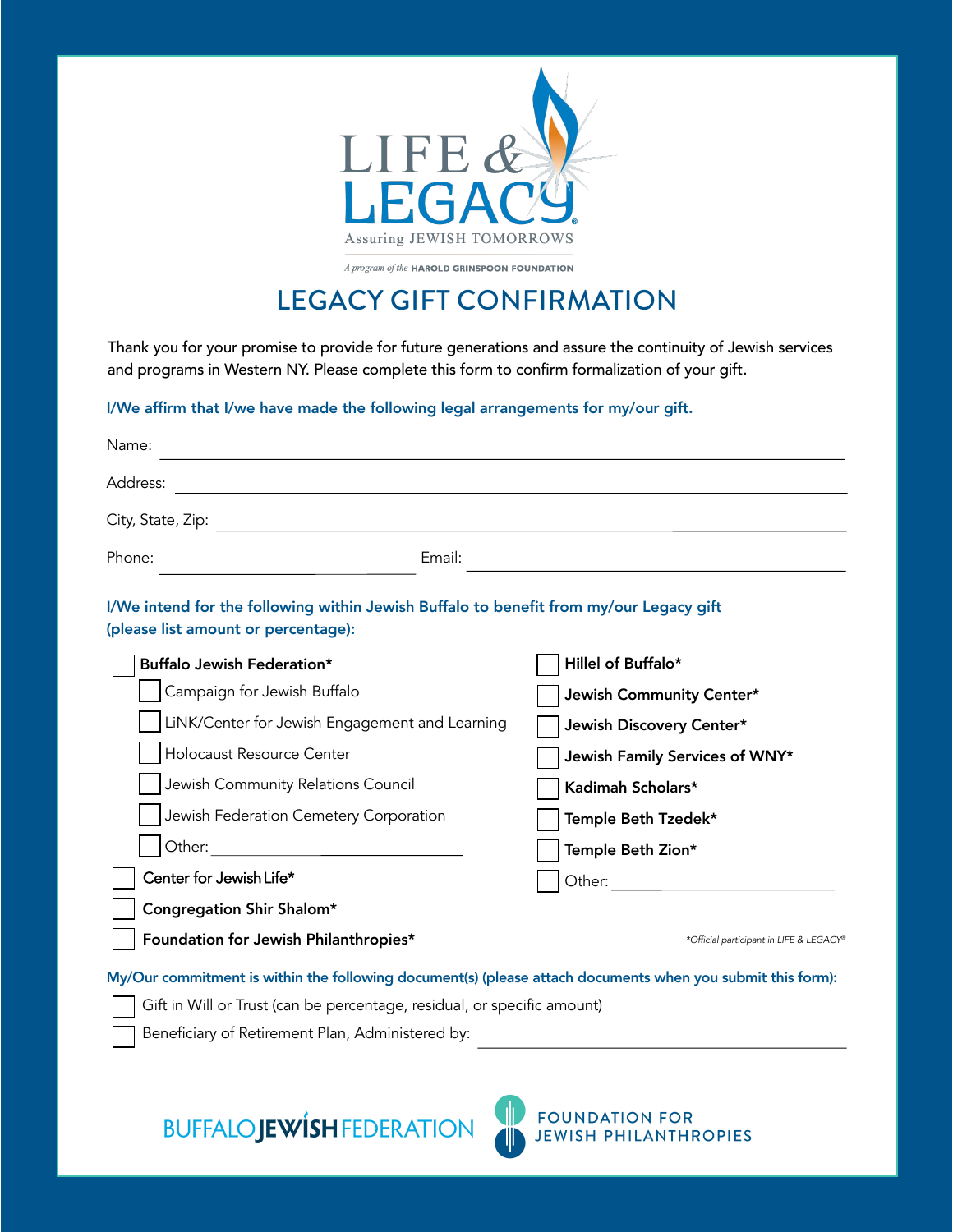LIFE & LEGACY®

Assuring JEWISH TOMORROWS

*A program of the* HAROLD GRINSPOON FOUNDATION

# LEGACY GIFT CONFIRMATION

Thank you for your promise to provide for future generations and assure the continuity of Jewish services and programs in Western NY. Please complete this form to confirm formalization of your gift.

**I/We affirm that I/we have made the following legal arrangements for my/our gift.**

Name: ______________________________

Address: ______________________________

City, State, Zip: ______________________________

Phone: ______________________ Email: ______________________

**I/We intend for the following within Jewish Buffalo to benefit from my/our Legacy gift (please list amount or percentage):**

- ☐ **Buffalo Jewish Federation***
  - ☐ Campaign for Jewish Buffalo
  - ☐ LiNK/Center for Jewish Engagement and Learning
  - ☐ Holocaust Resource Center
  - ☐ Jewish Community Relations Council
  - ☐ Jewish Federation Cemetery Corporation
  - ☐ Other: ______________________
- ☐ **Center for Jewish Life***
- ☐ **Congregation Shir Shalom***
- ☐ **Foundation for Jewish Philanthropies***
- ☐ **Hillel of Buffalo***
- ☐ **Jewish Community Center***
- ☐ **Jewish Discovery Center***
- ☐ **Jewish Family Services of WNY***
- ☐ **Kadimah Scholars***
- ☐ **Temple Beth Tzedek***
- ☐ **Temple Beth Zion***
- ☐ Other: ______________________

*\*Official participant in LIFE & LEGACY®*

**My/Our commitment is within the following document(s) (please attach documents when you submit this form):**

- ☐ Gift in Will or Trust (can be percentage, residual, or specific amount)
- ☐ Beneficiary of Retirement Plan, Administered by: ______________________

BUFFALO JEWISH FEDERATION

FOUNDATION FOR JEWISH PHILANTHROPIES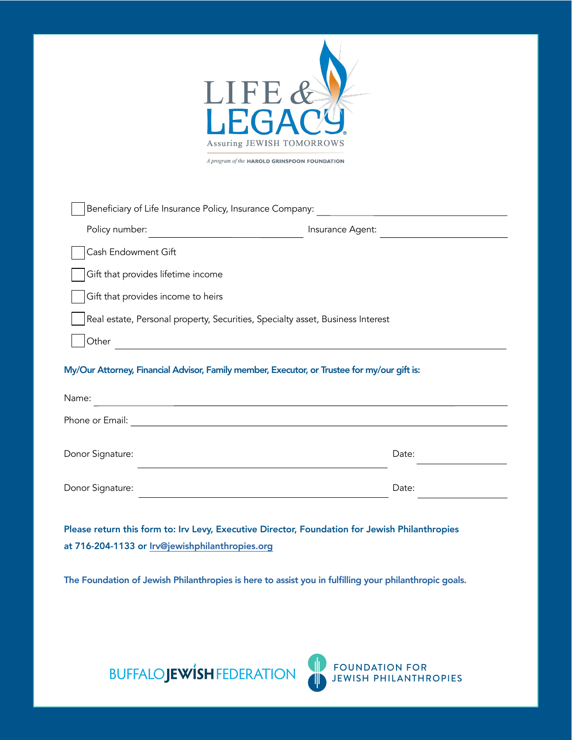LIFE & LEGACY®

Assuring JEWISH TOMORROWS

*A program of the* HAROLD GRINSPOON FOUNDATION

- [ ] Beneficiary of Life Insurance Policy, Insurance Company: ____________________

  Policy number: ____________________ Insurance Agent: ____________________

- [ ] Cash Endowment Gift
- [ ] Gift that provides lifetime income
- [ ] Gift that provides income to heirs
- [ ] Real estate, Personal property, Securities, Specialty asset, Business Interest
- [ ] Other ____________________

**My/Our Attorney, Financial Advisor, Family member, Executor, or Trustee for my/our gift is:**

Name: ____________________

Phone or Email: ____________________

Donor Signature: ____________________ Date: ____________

Donor Signature: ____________________ Date: ____________

**Please return this form to: Irv Levy, Executive Director, Foundation for Jewish Philanthropies at 716-204-1133 or Irv@jewishphilanthropies.org**

**The Foundation of Jewish Philanthropies is here to assist you in fulfilling your philanthropic goals.**

BUFFALO JEWISH FEDERATION

FOUNDATION FOR JEWISH PHILANTHROPIES